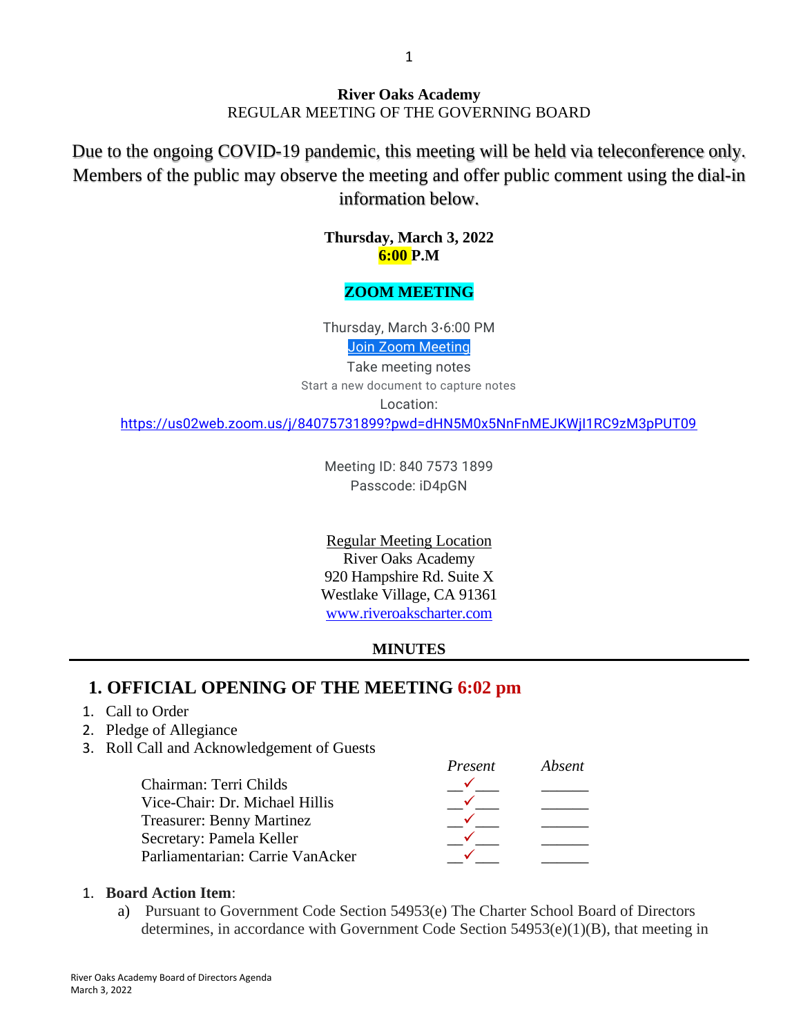**River Oaks Academy**
REGULAR MEETING OF THE GOVERNING BOARD

Due to the ongoing COVID-19 pandemic, this meeting will be held via teleconference only. Members of the public may observe the meeting and offer public comment using the dial-in information below.

**Thursday, March 3, 2022**
**6:00 P.M**

**ZOOM MEETING**

Thursday, March 3·6:00 PM
[Join Zoom Meeting]
Take meeting notes
Start a new document to capture notes
Location:
https://us02web.zoom.us/j/84075731899?pwd=dHN5M0x5NnFnMEJKWjI1RC9zM3pPUT09

Meeting ID: 840 7573 1899
Passcode: iD4pGN

Regular Meeting Location
River Oaks Academy
920 Hampshire Rd. Suite X
Westlake Village, CA 91361
www.riveroakscharter.com

**MINUTES**

---

## 1. OFFICIAL OPENING OF THE MEETING 6:02 pm

1. Call to Order
2. Pledge of Allegiance
3. Roll Call and Acknowledgement of Guests

| | *Present* | *Absent* |
|---|---|---|
| Chairman: Terri Childs | ✓ | |
| Vice-Chair: Dr. Michael Hillis | ✓ | |
| Treasurer: Benny Martinez | ✓ | |
| Secretary: Pamela Keller | ✓ | |
| Parliamentarian: Carrie VanAcker | ✓ | |

1. **Board Action Item**:
   a) Pursuant to Government Code Section 54953(e) The Charter School Board of Directors determines, in accordance with Government Code Section 54953(e)(1)(B), that meeting in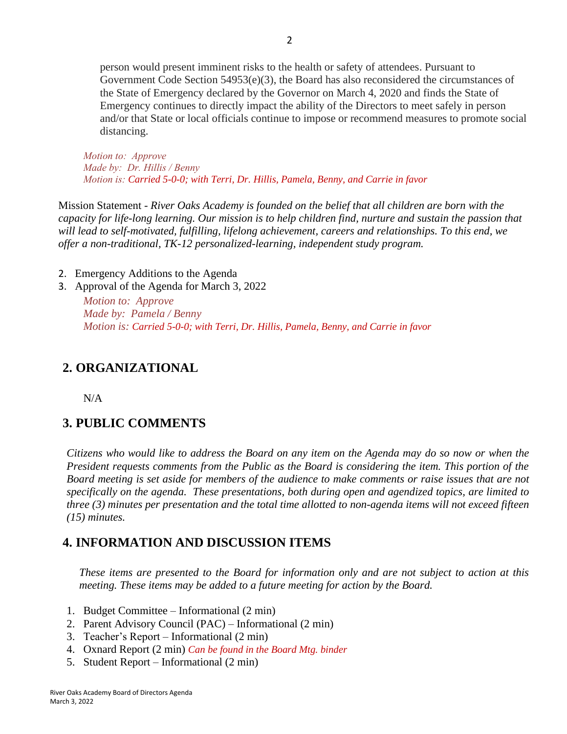person would present imminent risks to the health or safety of attendees. Pursuant to Government Code Section 54953(e)(3), the Board has also reconsidered the circumstances of the State of Emergency declared by the Governor on March 4, 2020 and finds the State of Emergency continues to directly impact the ability of the Directors to meet safely in person and/or that State or local officials continue to impose or recommend measures to promote social distancing.

*Motion to: Approve*
*Made by: Dr. Hillis / Benny*
*Motion is: Carried 5-0-0; with Terri, Dr. Hillis, Pamela, Benny, and Carrie in favor*

Mission Statement - *River Oaks Academy is founded on the belief that all children are born with the capacity for life-long learning. Our mission is to help children find, nurture and sustain the passion that will lead to self-motivated, fulfilling, lifelong achievement, careers and relationships. To this end, we offer a non-traditional, TK-12 personalized-learning, independent study program.*

2. Emergency Additions to the Agenda
3. Approval of the Agenda for March 3, 2022

   *Motion to: Approve*
   *Made by: Pamela / Benny*
   *Motion is: Carried 5-0-0; with Terri, Dr. Hillis, Pamela, Benny, and Carrie in favor*

## 2. ORGANIZATIONAL

N/A

## 3. PUBLIC COMMENTS

*Citizens who would like to address the Board on any item on the Agenda may do so now or when the President requests comments from the Public as the Board is considering the item. This portion of the Board meeting is set aside for members of the audience to make comments or raise issues that are not specifically on the agenda. These presentations, both during open and agendized topics, are limited to three (3) minutes per presentation and the total time allotted to non-agenda items will not exceed fifteen (15) minutes.*

## 4. INFORMATION AND DISCUSSION ITEMS

*These items are presented to the Board for information only and are not subject to action at this meeting. These items may be added to a future meeting for action by the Board.*

1. Budget Committee – Informational (2 min)
2. Parent Advisory Council (PAC) – Informational (2 min)
3. Teacher's Report – Informational (2 min)
4. Oxnard Report (2 min) *Can be found in the Board Mtg. binder*
5. Student Report – Informational (2 min)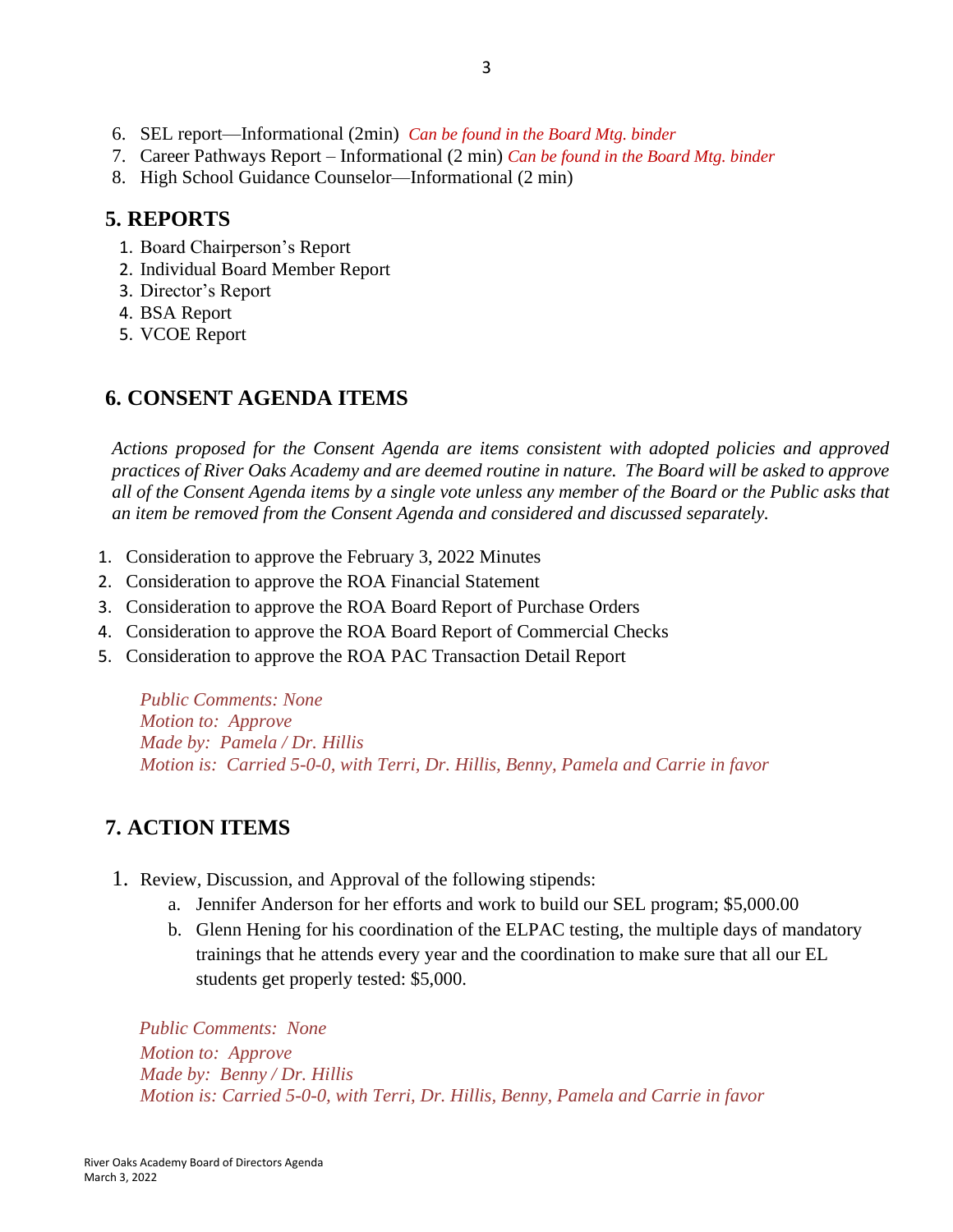6. SEL report—Informational (2min) *Can be found in the Board Mtg. binder*
7. Career Pathways Report – Informational (2 min) *Can be found in the Board Mtg. binder*
8. High School Guidance Counselor—Informational (2 min)

## 5. REPORTS

1. Board Chairperson's Report
2. Individual Board Member Report
3. Director's Report
4. BSA Report
5. VCOE Report

## 6. CONSENT AGENDA ITEMS

*Actions proposed for the Consent Agenda are items consistent with adopted policies and approved practices of River Oaks Academy and are deemed routine in nature. The Board will be asked to approve all of the Consent Agenda items by a single vote unless any member of the Board or the Public asks that an item be removed from the Consent Agenda and considered and discussed separately.*

1. Consideration to approve the February 3, 2022 Minutes
2. Consideration to approve the ROA Financial Statement
3. Consideration to approve the ROA Board Report of Purchase Orders
4. Consideration to approve the ROA Board Report of Commercial Checks
5. Consideration to approve the ROA PAC Transaction Detail Report

*Public Comments: None*
*Motion to: Approve*
*Made by: Pamela / Dr. Hillis*
*Motion is: Carried 5-0-0, with Terri, Dr. Hillis, Benny, Pamela and Carrie in favor*

## 7. ACTION ITEMS

1. Review, Discussion, and Approval of the following stipends:
   a. Jennifer Anderson for her efforts and work to build our SEL program; $5,000.00
   b. Glenn Hening for his coordination of the ELPAC testing, the multiple days of mandatory trainings that he attends every year and the coordination to make sure that all our EL students get properly tested: $5,000.

*Public Comments: None*
*Motion to: Approve*
*Made by: Benny / Dr. Hillis*
*Motion is: Carried 5-0-0, with Terri, Dr. Hillis, Benny, Pamela and Carrie in favor*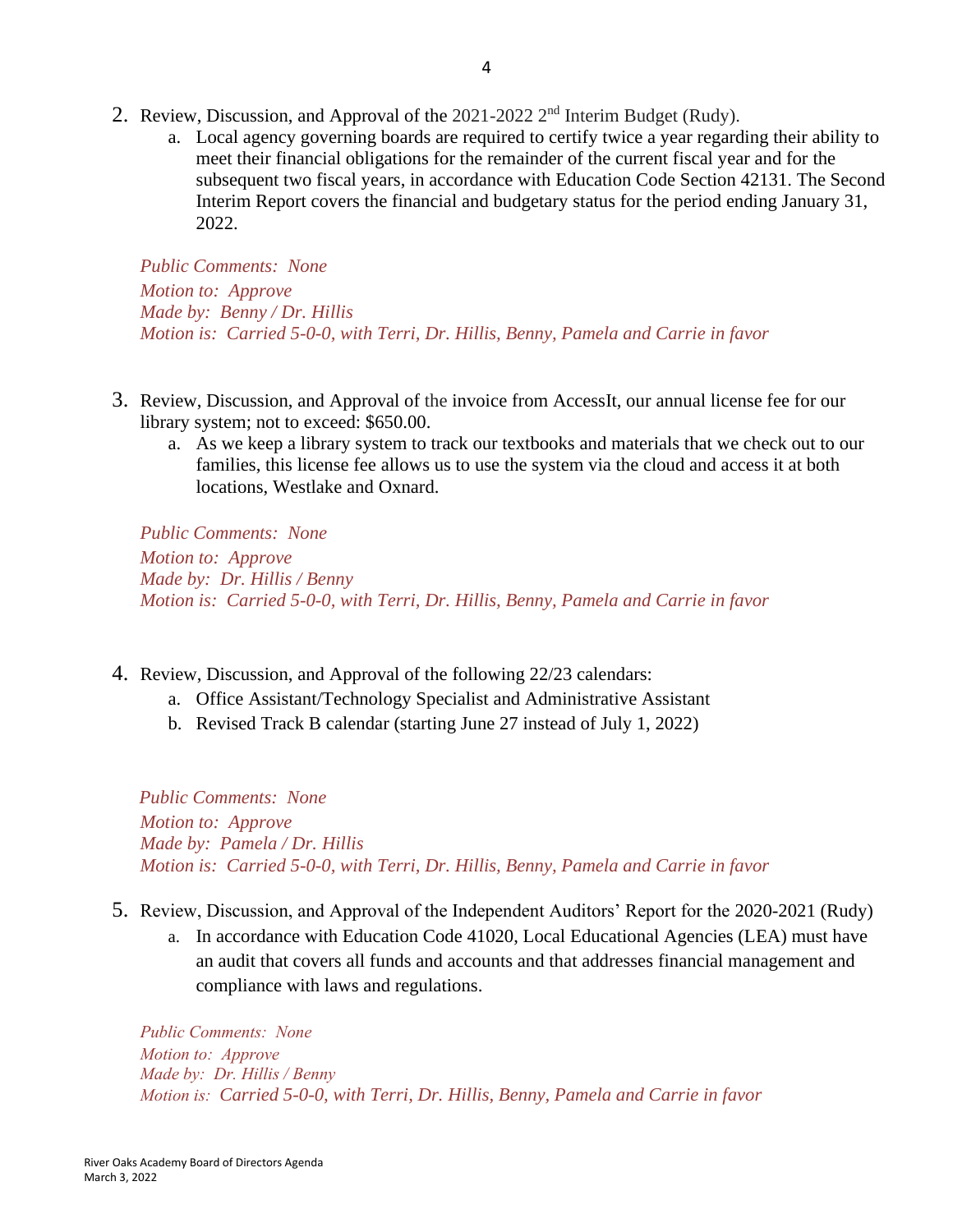2. Review, Discussion, and Approval of the 2021-2022 2nd Interim Budget (Rudy).
    a. Local agency governing boards are required to certify twice a year regarding their ability to meet their financial obligations for the remainder of the current fiscal year and for the subsequent two fiscal years, in accordance with Education Code Section 42131. The Second Interim Report covers the financial and budgetary status for the period ending January 31, 2022.

*Public Comments: None*
*Motion to: Approve*
*Made by: Benny / Dr. Hillis*
*Motion is: Carried 5-0-0, with Terri, Dr. Hillis, Benny, Pamela and Carrie in favor*

3. Review, Discussion, and Approval of the invoice from AccessIt, our annual license fee for our library system; not to exceed: $650.00.
    a. As we keep a library system to track our textbooks and materials that we check out to our families, this license fee allows us to use the system via the cloud and access it at both locations, Westlake and Oxnard.

*Public Comments: None*
*Motion to: Approve*
*Made by: Dr. Hillis / Benny*
*Motion is: Carried 5-0-0, with Terri, Dr. Hillis, Benny, Pamela and Carrie in favor*

4. Review, Discussion, and Approval of the following 22/23 calendars:
    a. Office Assistant/Technology Specialist and Administrative Assistant
    b. Revised Track B calendar (starting June 27 instead of July 1, 2022)

*Public Comments: None*
*Motion to: Approve*
*Made by: Pamela / Dr. Hillis*
*Motion is: Carried 5-0-0, with Terri, Dr. Hillis, Benny, Pamela and Carrie in favor*

5. Review, Discussion, and Approval of the Independent Auditors' Report for the 2020-2021 (Rudy)
    a. In accordance with Education Code 41020, Local Educational Agencies (LEA) must have an audit that covers all funds and accounts and that addresses financial management and compliance with laws and regulations.

*Public Comments: None*
*Motion to: Approve*
*Made by: Dr. Hillis / Benny*
*Motion is: Carried 5-0-0, with Terri, Dr. Hillis, Benny, Pamela and Carrie in favor*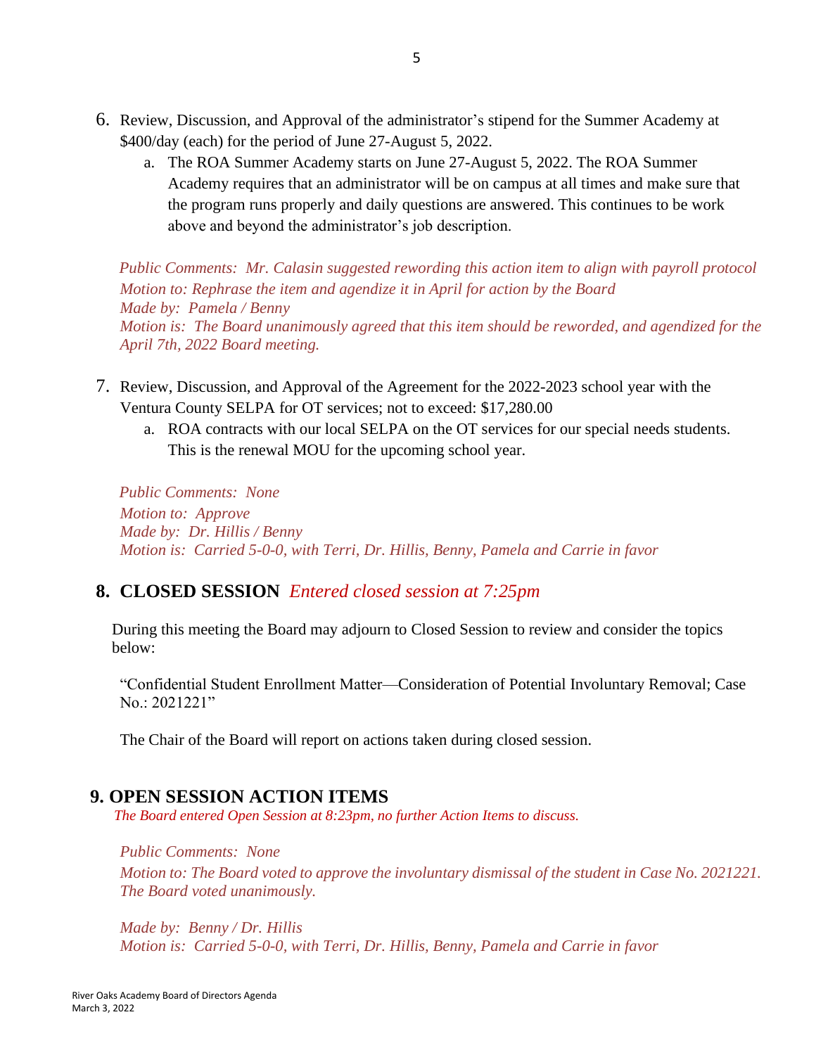6. Review, Discussion, and Approval of the administrator's stipend for the Summer Academy at $400/day (each) for the period of June 27-August 5, 2022.
   a. The ROA Summer Academy starts on June 27-August 5, 2022. The ROA Summer Academy requires that an administrator will be on campus at all times and make sure that the program runs properly and daily questions are answered. This continues to be work above and beyond the administrator's job description.

   *Public Comments: Mr. Calasin suggested rewording this action item to align with payroll protocol*
   *Motion to: Rephrase the item and agendize it in April for action by the Board*
   *Made by: Pamela / Benny*
   *Motion is: The Board unanimously agreed that this item should be reworded, and agendized for the April 7th, 2022 Board meeting.*

7. Review, Discussion, and Approval of the Agreement for the 2022-2023 school year with the Ventura County SELPA for OT services; not to exceed: $17,280.00
   a. ROA contracts with our local SELPA on the OT services for our special needs students. This is the renewal MOU for the upcoming school year.

   *Public Comments: None*
   *Motion to: Approve*
   *Made by: Dr. Hillis / Benny*
   *Motion is: Carried 5-0-0, with Terri, Dr. Hillis, Benny, Pamela and Carrie in favor*

## 8. CLOSED SESSION *Entered closed session at 7:25pm*

During this meeting the Board may adjourn to Closed Session to review and consider the topics below:

"Confidential Student Enrollment Matter—Consideration of Potential Involuntary Removal; Case No.: 2021221"

The Chair of the Board will report on actions taken during closed session.

## 9. OPEN SESSION ACTION ITEMS

*The Board entered Open Session at 8:23pm, no further Action Items to discuss.*

*Public Comments: None*
*Motion to: The Board voted to approve the involuntary dismissal of the student in Case No. 2021221. The Board voted unanimously.*

*Made by: Benny / Dr. Hillis*
*Motion is: Carried 5-0-0, with Terri, Dr. Hillis, Benny, Pamela and Carrie in favor*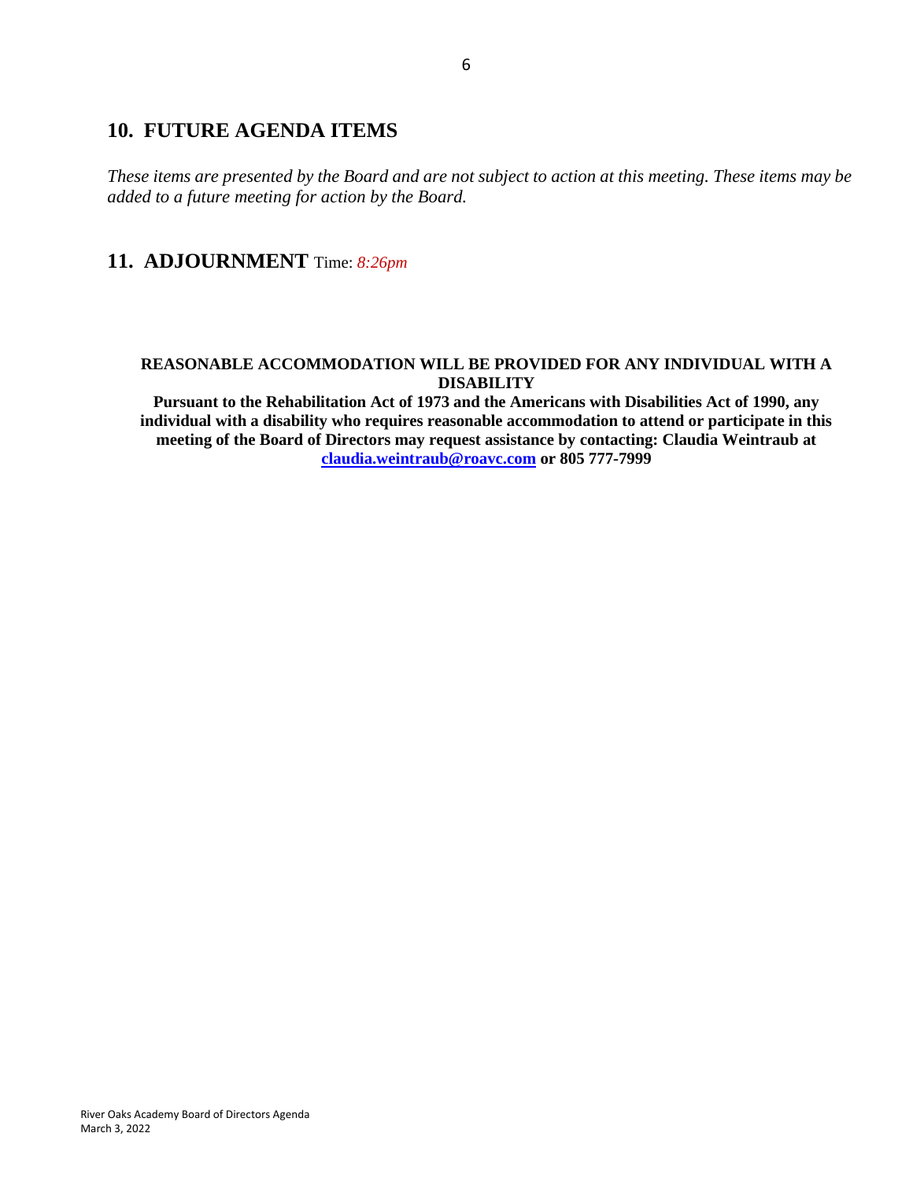## 10. FUTURE AGENDA ITEMS

*These items are presented by the Board and are not subject to action at this meeting. These items may be added to a future meeting for action by the Board.*

## 11. ADJOURNMENT Time: *8:26pm*

**REASONABLE ACCOMMODATION WILL BE PROVIDED FOR ANY INDIVIDUAL WITH A DISABILITY**

**Pursuant to the Rehabilitation Act of 1973 and the Americans with Disabilities Act of 1990, any individual with a disability who requires reasonable accommodation to attend or participate in this meeting of the Board of Directors may request assistance by contacting: Claudia Weintraub at [claudia.weintraub@roavc.com](mailto:claudia.weintraub@roavc.com) or 805 777-7999**